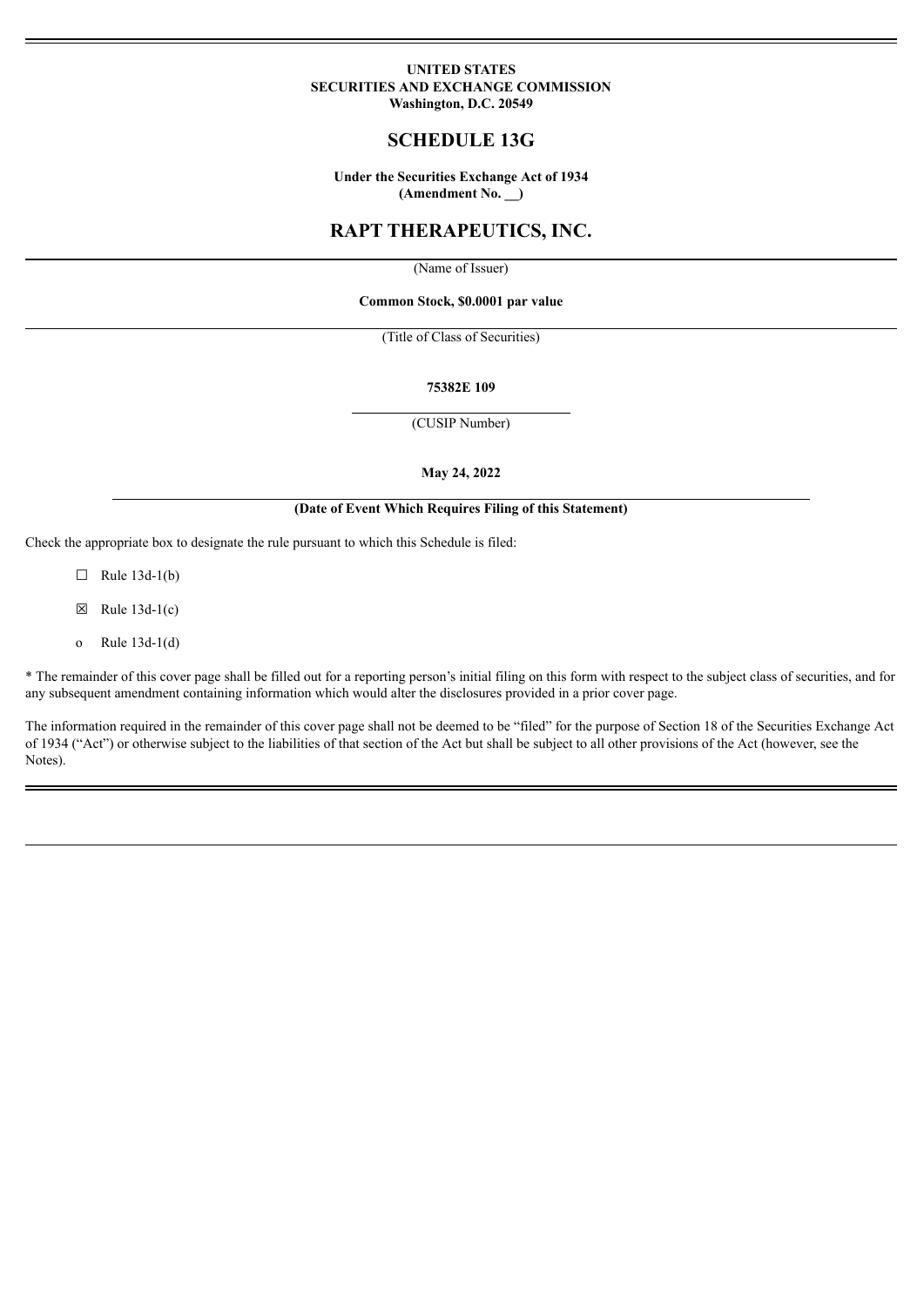**UNITED STATES**
**SECURITIES AND EXCHANGE COMMISSION**
**Washington, D.C. 20549**

# SCHEDULE 13G

**Under the Securities Exchange Act of 1934**
**(Amendment No. __)**

# RAPT THERAPEUTICS, INC.

(Name of Issuer)

**Common Stock, $0.0001 par value**

(Title of Class of Securities)

**75382E 109**

(CUSIP Number)

**May 24, 2022**

**(Date of Event Which Requires Filing of this Statement)**

Check the appropriate box to designate the rule pursuant to which this Schedule is filed:

☐ Rule 13d-1(b)

☒ Rule 13d-1(c)

o Rule 13d-1(d)

* The remainder of this cover page shall be filled out for a reporting person's initial filing on this form with respect to the subject class of securities, and for any subsequent amendment containing information which would alter the disclosures provided in a prior cover page.

The information required in the remainder of this cover page shall not be deemed to be "filed" for the purpose of Section 18 of the Securities Exchange Act of 1934 ("Act") or otherwise subject to the liabilities of that section of the Act but shall be subject to all other provisions of the Act (however, see the Notes).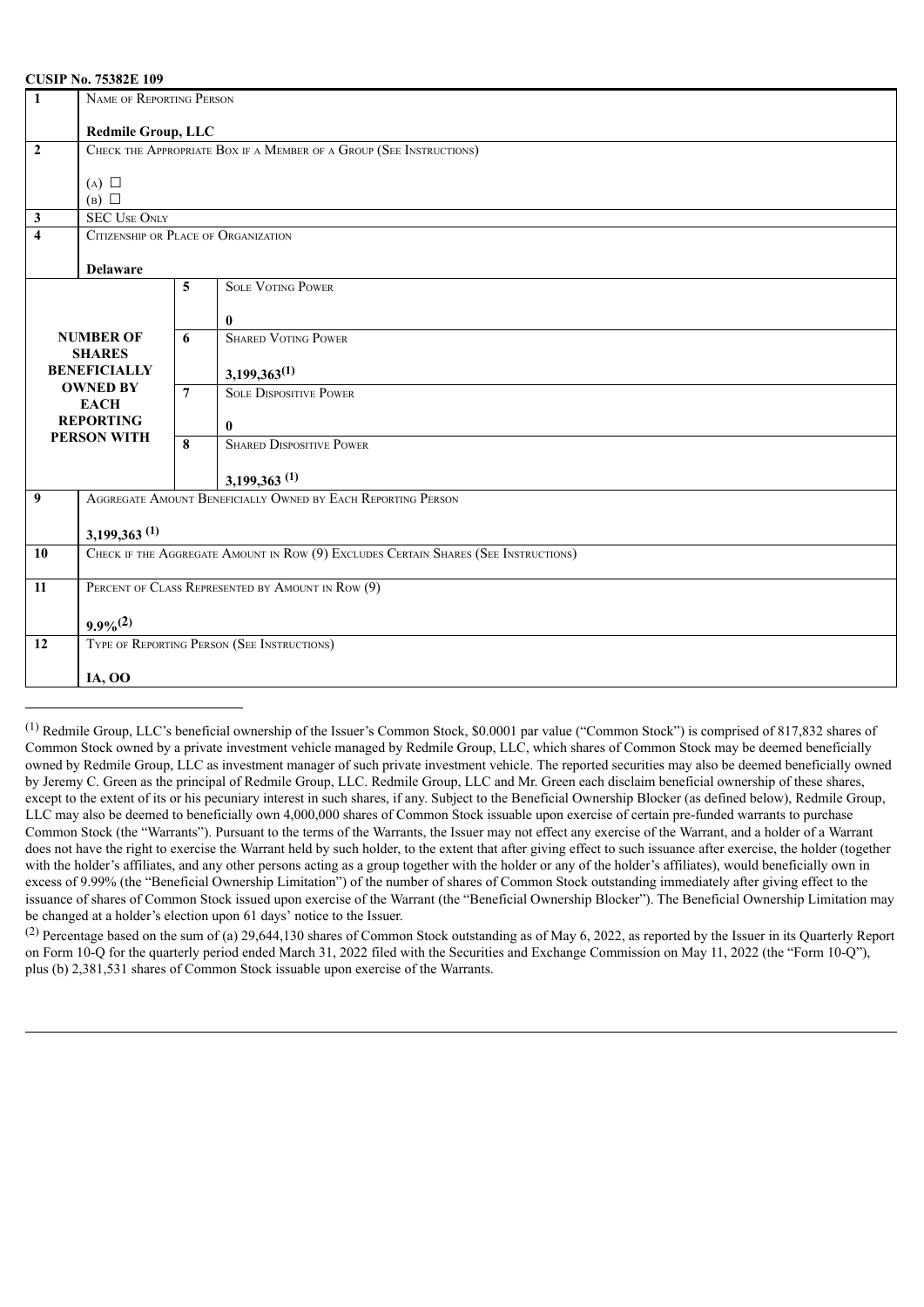**CUSIP No. 75382E 109**

| | | | |
|---|---|---|---|
| 1 | NAME OF REPORTING PERSON<br><br>**Redmile Group, LLC** | | |
| 2 | CHECK THE APPROPRIATE BOX IF A MEMBER OF A GROUP (SEE INSTRUCTIONS)<br><br>(A) ☐<br>(B) ☐ | | |
| 3 | SEC USE ONLY | | |
| 4 | CITIZENSHIP OR PLACE OF ORGANIZATION<br><br>**Delaware** | | |
| **NUMBER OF SHARES BENEFICIALLY OWNED BY EACH REPORTING PERSON WITH** | | 5 | SOLE VOTING POWER<br><br>**0** |
| | | 6 | SHARED VOTING POWER<br><br>**3,199,363(1)** |
| | | 7 | SOLE DISPOSITIVE POWER<br><br>**0** |
| | | 8 | SHARED DISPOSITIVE POWER<br><br>**3,199,363 (1)** |
| 9 | AGGREGATE AMOUNT BENEFICIALLY OWNED BY EACH REPORTING PERSON<br><br>**3,199,363 (1)** | | |
| 10 | CHECK IF THE AGGREGATE AMOUNT IN ROW (9) EXCLUDES CERTAIN SHARES (SEE INSTRUCTIONS) | | |
| 11 | PERCENT OF CLASS REPRESENTED BY AMOUNT IN ROW (9)<br><br>**9.9%(2)** | | |
| 12 | TYPE OF REPORTING PERSON (SEE INSTRUCTIONS)<br><br>**IA, OO** | | |

---

(1) Redmile Group, LLC's beneficial ownership of the Issuer's Common Stock, $0.0001 par value ("Common Stock") is comprised of 817,832 shares of Common Stock owned by a private investment vehicle managed by Redmile Group, LLC, which shares of Common Stock may be deemed beneficially owned by Redmile Group, LLC as investment manager of such private investment vehicle. The reported securities may also be deemed beneficially owned by Jeremy C. Green as the principal of Redmile Group, LLC. Redmile Group, LLC and Mr. Green each disclaim beneficial ownership of these shares, except to the extent of its or his pecuniary interest in such shares, if any. Subject to the Beneficial Ownership Blocker (as defined below), Redmile Group, LLC may also be deemed to beneficially own 4,000,000 shares of Common Stock issuable upon exercise of certain pre-funded warrants to purchase Common Stock (the "Warrants"). Pursuant to the terms of the Warrants, the Issuer may not effect any exercise of the Warrant, and a holder of a Warrant does not have the right to exercise the Warrant held by such holder, to the extent that after giving effect to such issuance after exercise, the holder (together with the holder's affiliates, and any other persons acting as a group together with the holder or any of the holder's affiliates), would beneficially own in excess of 9.99% (the "Beneficial Ownership Limitation") of the number of shares of Common Stock outstanding immediately after giving effect to the issuance of shares of Common Stock issued upon exercise of the Warrant (the "Beneficial Ownership Blocker"). The Beneficial Ownership Limitation may be changed at a holder's election upon 61 days' notice to the Issuer.

(2) Percentage based on the sum of (a) 29,644,130 shares of Common Stock outstanding as of May 6, 2022, as reported by the Issuer in its Quarterly Report on Form 10-Q for the quarterly period ended March 31, 2022 filed with the Securities and Exchange Commission on May 11, 2022 (the "Form 10-Q"), plus (b) 2,381,531 shares of Common Stock issuable upon exercise of the Warrants.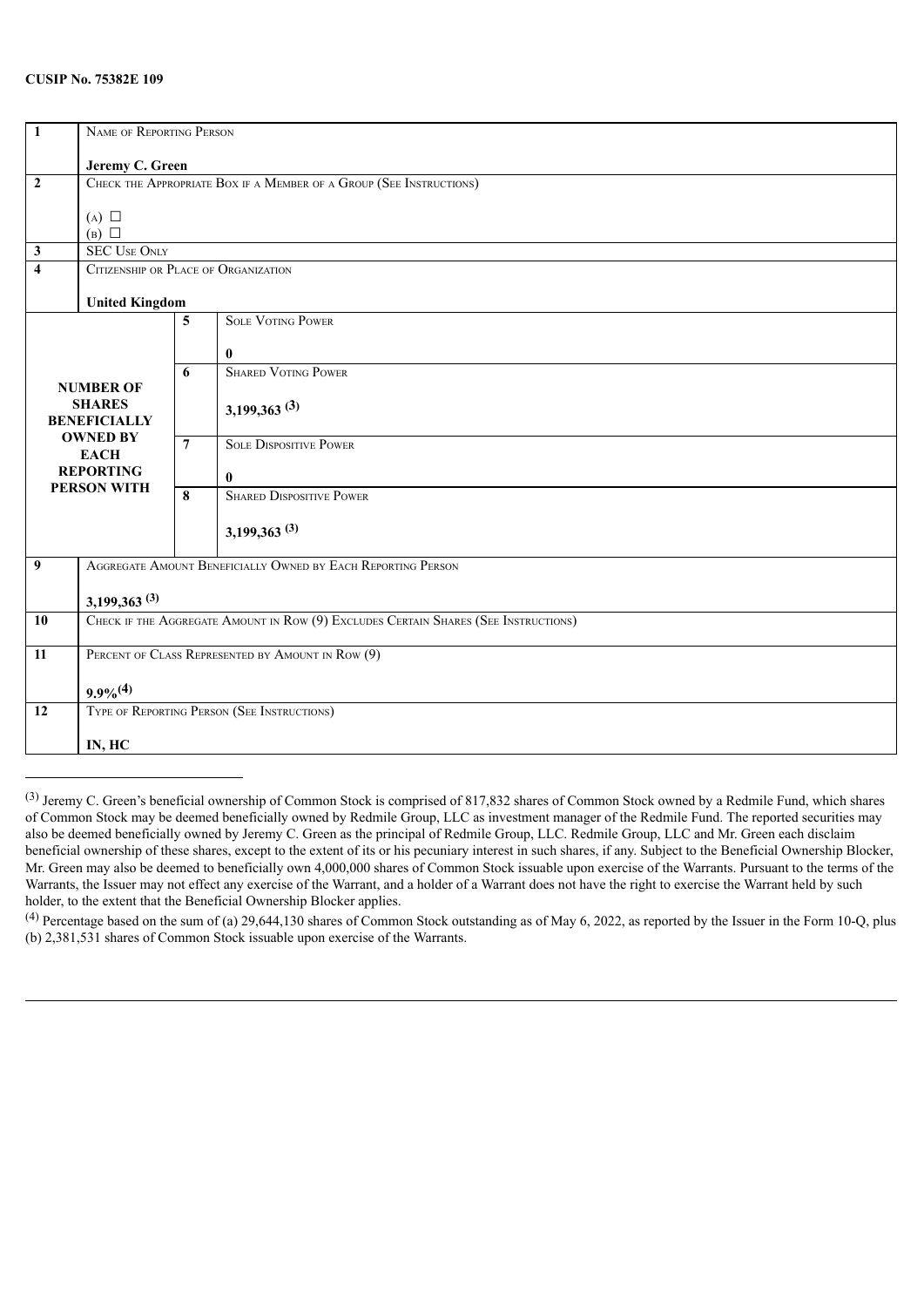**CUSIP No. 75382E 109**

| | | | |
|---|---|---|---|
| **1** | NAME OF REPORTING PERSON<br><br>**Jeremy C. Green** | | |
| **2** | CHECK THE APPROPRIATE BOX IF A MEMBER OF A GROUP (SEE INSTRUCTIONS)<br><br>(A) ☐<br>(B) ☐ | | |
| **3** | SEC USE ONLY | | |
| **4** | CITIZENSHIP OR PLACE OF ORGANIZATION<br><br>**United Kingdom** | | |
| **NUMBER OF SHARES BENEFICIALLY OWNED BY EACH REPORTING PERSON WITH** | | **5** | SOLE VOTING POWER<br><br>**0** |
| | | **6** | SHARED VOTING POWER<br><br>**3,199,363 (3)** |
| | | **7** | SOLE DISPOSITIVE POWER<br><br>**0** |
| | | **8** | SHARED DISPOSITIVE POWER<br><br>**3,199,363 (3)** |
| **9** | AGGREGATE AMOUNT BENEFICIALLY OWNED BY EACH REPORTING PERSON<br><br>**3,199,363 (3)** | | |
| **10** | CHECK IF THE AGGREGATE AMOUNT IN ROW (9) EXCLUDES CERTAIN SHARES (SEE INSTRUCTIONS) | | |
| **11** | PERCENT OF CLASS REPRESENTED BY AMOUNT IN ROW (9)<br><br>**9.9%(4)** | | |
| **12** | TYPE OF REPORTING PERSON (SEE INSTRUCTIONS)<br><br>**IN, HC** | | |

---

(3) Jeremy C. Green's beneficial ownership of Common Stock is comprised of 817,832 shares of Common Stock owned by a Redmile Fund, which shares of Common Stock may be deemed beneficially owned by Redmile Group, LLC as investment manager of the Redmile Fund. The reported securities may also be deemed beneficially owned by Jeremy C. Green as the principal of Redmile Group, LLC. Redmile Group, LLC and Mr. Green each disclaim beneficial ownership of these shares, except to the extent of its or his pecuniary interest in such shares, if any. Subject to the Beneficial Ownership Blocker, Mr. Green may also be deemed to beneficially own 4,000,000 shares of Common Stock issuable upon exercise of the Warrants. Pursuant to the terms of the Warrants, the Issuer may not effect any exercise of the Warrant, and a holder of a Warrant does not have the right to exercise the Warrant held by such holder, to the extent that the Beneficial Ownership Blocker applies.

(4) Percentage based on the sum of (a) 29,644,130 shares of Common Stock outstanding as of May 6, 2022, as reported by the Issuer in the Form 10-Q, plus (b) 2,381,531 shares of Common Stock issuable upon exercise of the Warrants.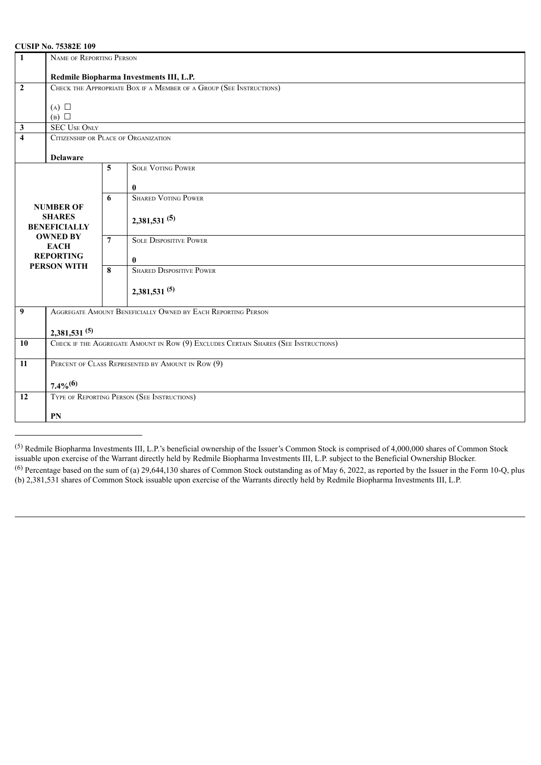**CUSIP No. 75382E 109**

| | | | |
|---|---|---|---|
| 1 | NAME OF REPORTING PERSON<br><br>**Redmile Biopharma Investments III, L.P.** | | |
| 2 | CHECK THE APPROPRIATE BOX IF A MEMBER OF A GROUP (SEE INSTRUCTIONS)<br><br>(A) ☐<br>(B) ☐ | | |
| 3 | SEC USE ONLY | | |
| 4 | CITIZENSHIP OR PLACE OF ORGANIZATION<br><br>**Delaware** | | |
| **NUMBER OF SHARES BENEFICIALLY OWNED BY EACH REPORTING PERSON WITH** | | 5 | SOLE VOTING POWER<br><br>**0** |
| | | 6 | SHARED VOTING POWER<br><br>**2,381,531 [(5)]** |
| | | 7 | SOLE DISPOSITIVE POWER<br><br>**0** |
| | | 8 | SHARED DISPOSITIVE POWER<br><br>**2,381,531 [(5)]** |
| 9 | AGGREGATE AMOUNT BENEFICIALLY OWNED BY EACH REPORTING PERSON<br><br>**2,381,531 [(5)]** | | |
| 10 | CHECK IF THE AGGREGATE AMOUNT IN ROW (9) EXCLUDES CERTAIN SHARES (SEE INSTRUCTIONS) | | |
| 11 | PERCENT OF CLASS REPRESENTED BY AMOUNT IN ROW (9)<br><br>**7.4%[(6)]** | | |
| 12 | TYPE OF REPORTING PERSON (SEE INSTRUCTIONS)<br><br>**PN** | | |

---

[(5)] Redmile Biopharma Investments III, L.P.'s beneficial ownership of the Issuer's Common Stock is comprised of 4,000,000 shares of Common Stock issuable upon exercise of the Warrant directly held by Redmile Biopharma Investments III, L.P. subject to the Beneficial Ownership Blocker.

[(6)] Percentage based on the sum of (a) 29,644,130 shares of Common Stock outstanding as of May 6, 2022, as reported by the Issuer in the Form 10-Q, plus (b) 2,381,531 shares of Common Stock issuable upon exercise of the Warrants directly held by Redmile Biopharma Investments III, L.P.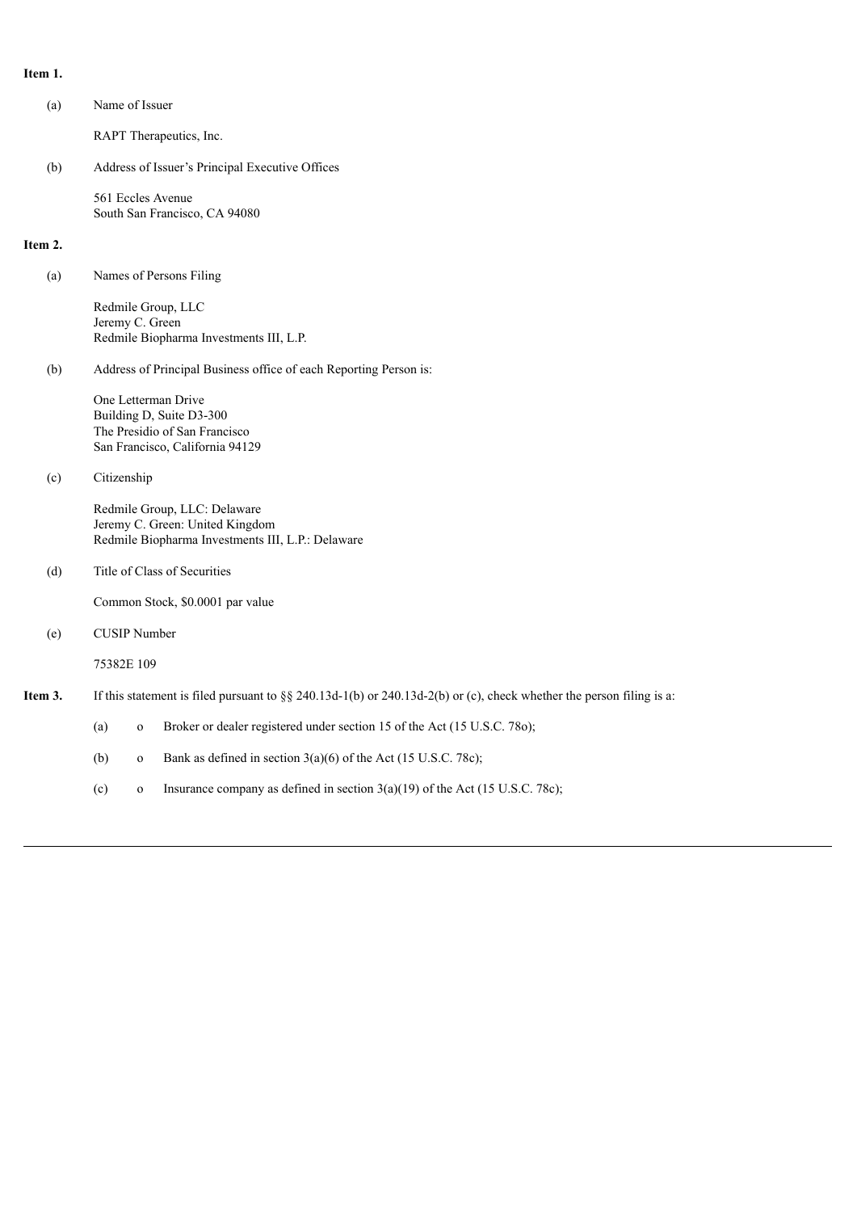**Item 1.**

(a) Name of Issuer

RAPT Therapeutics, Inc.

(b) Address of Issuer's Principal Executive Offices

561 Eccles Avenue
South San Francisco, CA 94080

**Item 2.**

(a) Names of Persons Filing

Redmile Group, LLC
Jeremy C. Green
Redmile Biopharma Investments III, L.P.

(b) Address of Principal Business office of each Reporting Person is:

One Letterman Drive
Building D, Suite D3-300
The Presidio of San Francisco
San Francisco, California 94129

(c) Citizenship

Redmile Group, LLC: Delaware
Jeremy C. Green: United Kingdom
Redmile Biopharma Investments III, L.P.: Delaware

(d) Title of Class of Securities

Common Stock, $0.0001 par value

(e) CUSIP Number

75382E 109

**Item 3.** If this statement is filed pursuant to §§ 240.13d-1(b) or 240.13d-2(b) or (c), check whether the person filing is a:

(a) o Broker or dealer registered under section 15 of the Act (15 U.S.C. 78o);

(b) o Bank as defined in section 3(a)(6) of the Act (15 U.S.C. 78c);

(c) o Insurance company as defined in section 3(a)(19) of the Act (15 U.S.C. 78c);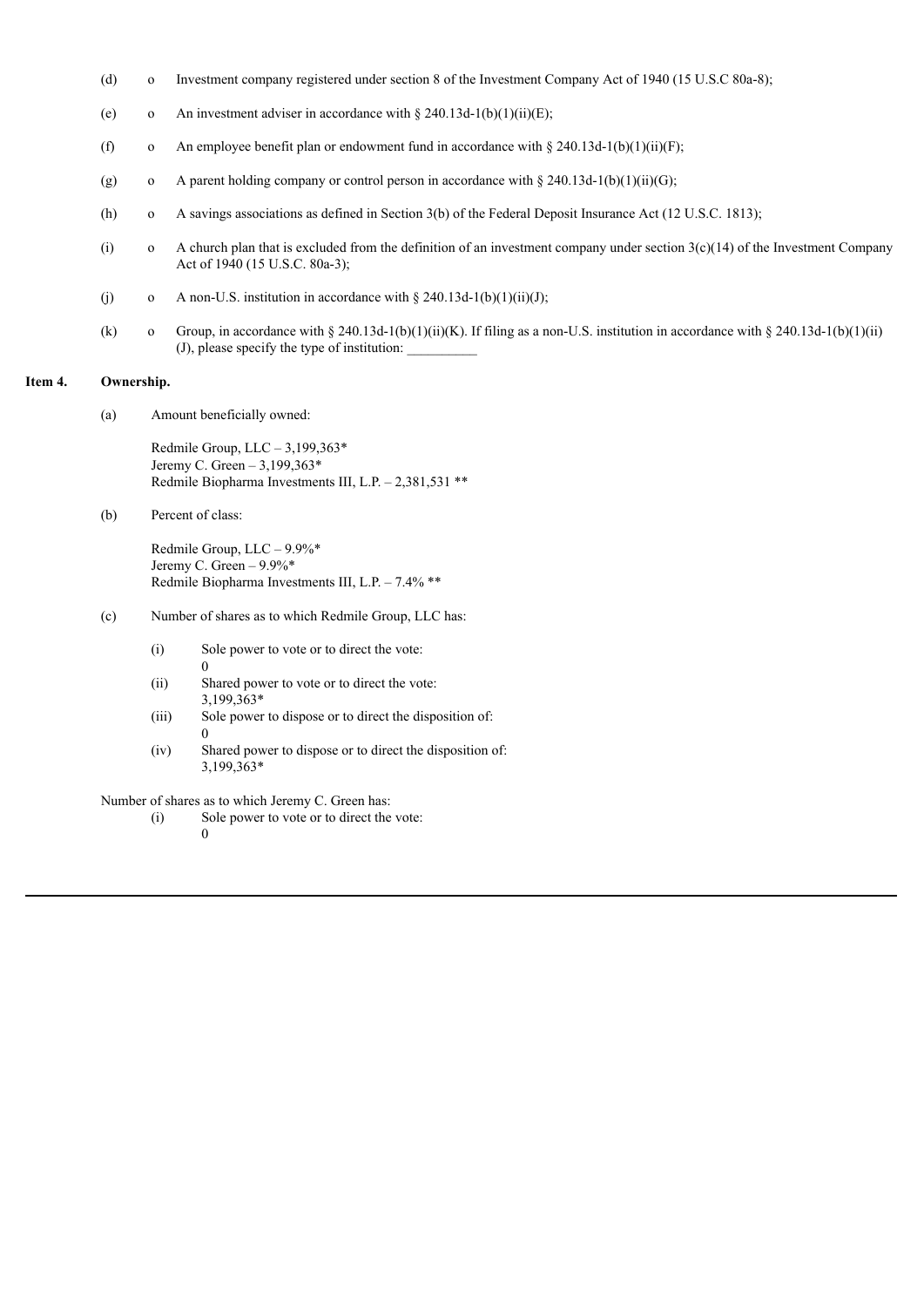(d) o Investment company registered under section 8 of the Investment Company Act of 1940 (15 U.S.C 80a-8);

(e) o An investment adviser in accordance with § 240.13d-1(b)(1)(ii)(E);

(f) o An employee benefit plan or endowment fund in accordance with § 240.13d-1(b)(1)(ii)(F);

(g) o A parent holding company or control person in accordance with § 240.13d-1(b)(1)(ii)(G);

(h) o A savings associations as defined in Section 3(b) of the Federal Deposit Insurance Act (12 U.S.C. 1813);

(i) o A church plan that is excluded from the definition of an investment company under section 3(c)(14) of the Investment Company Act of 1940 (15 U.S.C. 80a-3);

(j) o A non-U.S. institution in accordance with § 240.13d-1(b)(1)(ii)(J);

(k) o Group, in accordance with § 240.13d-1(b)(1)(ii)(K). If filing as a non-U.S. institution in accordance with § 240.13d-1(b)(1)(ii)(J), please specify the type of institution: __________

**Item 4. Ownership.**

(a) Amount beneficially owned:

Redmile Group, LLC – 3,199,363*
Jeremy C. Green – 3,199,363*
Redmile Biopharma Investments III, L.P. – 2,381,531 **

(b) Percent of class:

Redmile Group, LLC – 9.9%*
Jeremy C. Green – 9.9%*
Redmile Biopharma Investments III, L.P. – 7.4% **

(c) Number of shares as to which Redmile Group, LLC has:

(i) Sole power to vote or to direct the vote:
0

(ii) Shared power to vote or to direct the vote:
3,199,363*

(iii) Sole power to dispose or to direct the disposition of:
0

(iv) Shared power to dispose or to direct the disposition of:
3,199,363*

Number of shares as to which Jeremy C. Green has:

(i) Sole power to vote or to direct the vote:
0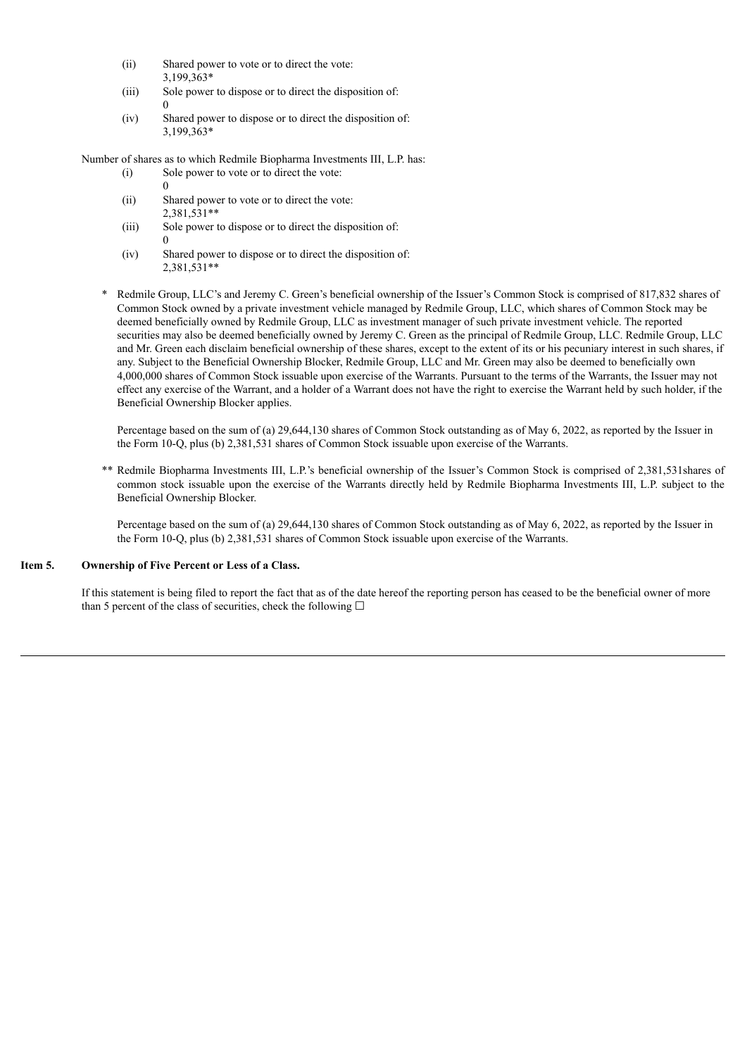(ii) Shared power to vote or to direct the vote:
3,199,363*

(iii) Sole power to dispose or to direct the disposition of:
0

(iv) Shared power to dispose or to direct the disposition of:
3,199,363*

Number of shares as to which Redmile Biopharma Investments III, L.P. has:

(i) Sole power to vote or to direct the vote:
0

(ii) Shared power to vote or to direct the vote:
2,381,531**

(iii) Sole power to dispose or to direct the disposition of:
0

(iv) Shared power to dispose or to direct the disposition of:
2,381,531**

\* Redmile Group, LLC's and Jeremy C. Green's beneficial ownership of the Issuer's Common Stock is comprised of 817,832 shares of Common Stock owned by a private investment vehicle managed by Redmile Group, LLC, which shares of Common Stock may be deemed beneficially owned by Redmile Group, LLC as investment manager of such private investment vehicle. The reported securities may also be deemed beneficially owned by Jeremy C. Green as the principal of Redmile Group, LLC. Redmile Group, LLC and Mr. Green each disclaim beneficial ownership of these shares, except to the extent of its or his pecuniary interest in such shares, if any. Subject to the Beneficial Ownership Blocker, Redmile Group, LLC and Mr. Green may also be deemed to beneficially own 4,000,000 shares of Common Stock issuable upon exercise of the Warrants. Pursuant to the terms of the Warrants, the Issuer may not effect any exercise of the Warrant, and a holder of a Warrant does not have the right to exercise the Warrant held by such holder, if the Beneficial Ownership Blocker applies.

Percentage based on the sum of (a) 29,644,130 shares of Common Stock outstanding as of May 6, 2022, as reported by the Issuer in the Form 10-Q, plus (b) 2,381,531 shares of Common Stock issuable upon exercise of the Warrants.

\*\* Redmile Biopharma Investments III, L.P.'s beneficial ownership of the Issuer's Common Stock is comprised of 2,381,531shares of common stock issuable upon the exercise of the Warrants directly held by Redmile Biopharma Investments III, L.P. subject to the Beneficial Ownership Blocker.

Percentage based on the sum of (a) 29,644,130 shares of Common Stock outstanding as of May 6, 2022, as reported by the Issuer in the Form 10-Q, plus (b) 2,381,531 shares of Common Stock issuable upon exercise of the Warrants.

**Item 5. Ownership of Five Percent or Less of a Class.**

If this statement is being filed to report the fact that as of the date hereof the reporting person has ceased to be the beneficial owner of more than 5 percent of the class of securities, check the following ☐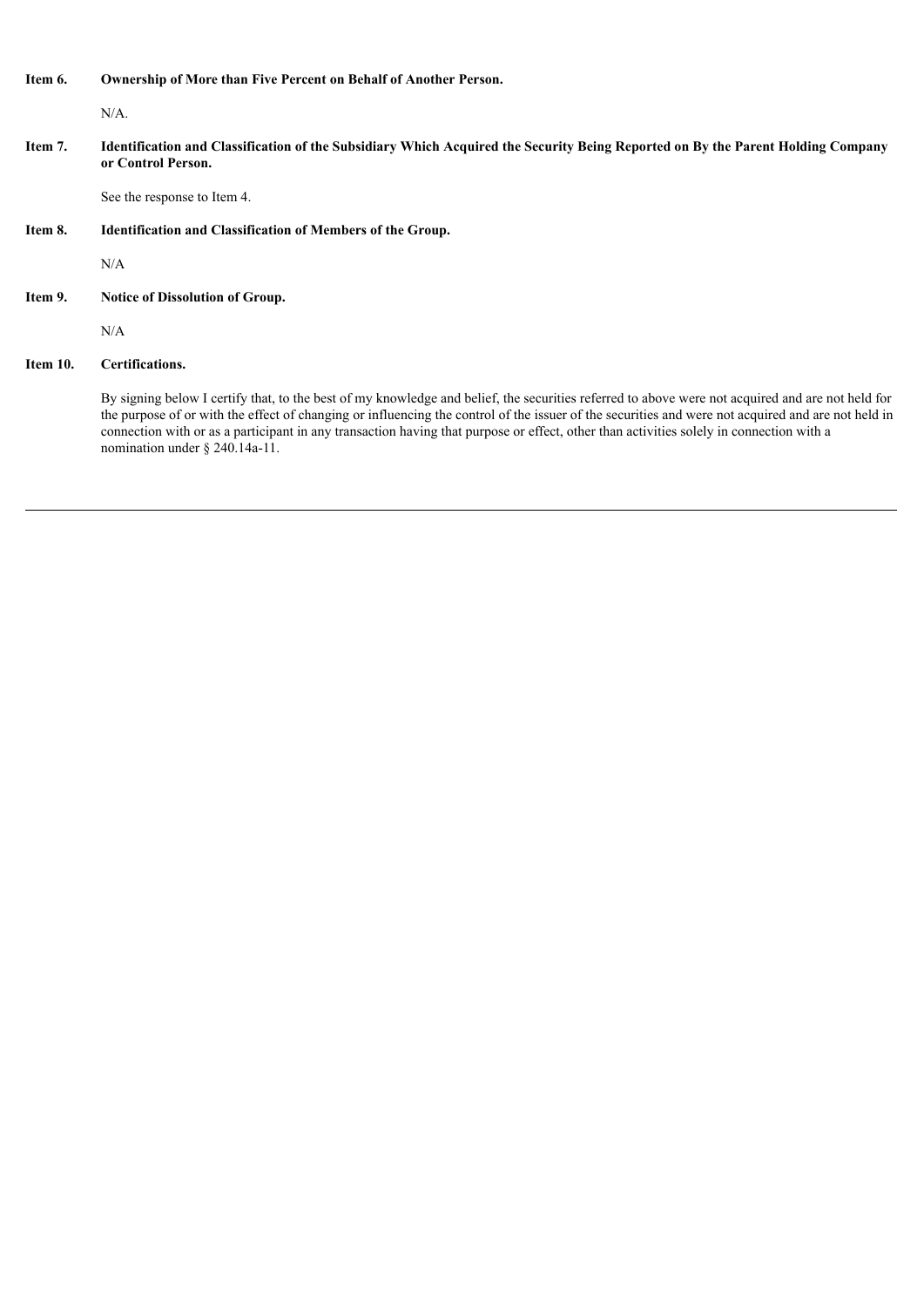**Item 6. Ownership of More than Five Percent on Behalf of Another Person.**

N/A.

**Item 7. Identification and Classification of the Subsidiary Which Acquired the Security Being Reported on By the Parent Holding Company or Control Person.**

See the response to Item 4.

**Item 8. Identification and Classification of Members of the Group.**

N/A

**Item 9. Notice of Dissolution of Group.**

N/A

**Item 10. Certifications.**

By signing below I certify that, to the best of my knowledge and belief, the securities referred to above were not acquired and are not held for the purpose of or with the effect of changing or influencing the control of the issuer of the securities and were not acquired and are not held in connection with or as a participant in any transaction having that purpose or effect, other than activities solely in connection with a nomination under § 240.14a-11.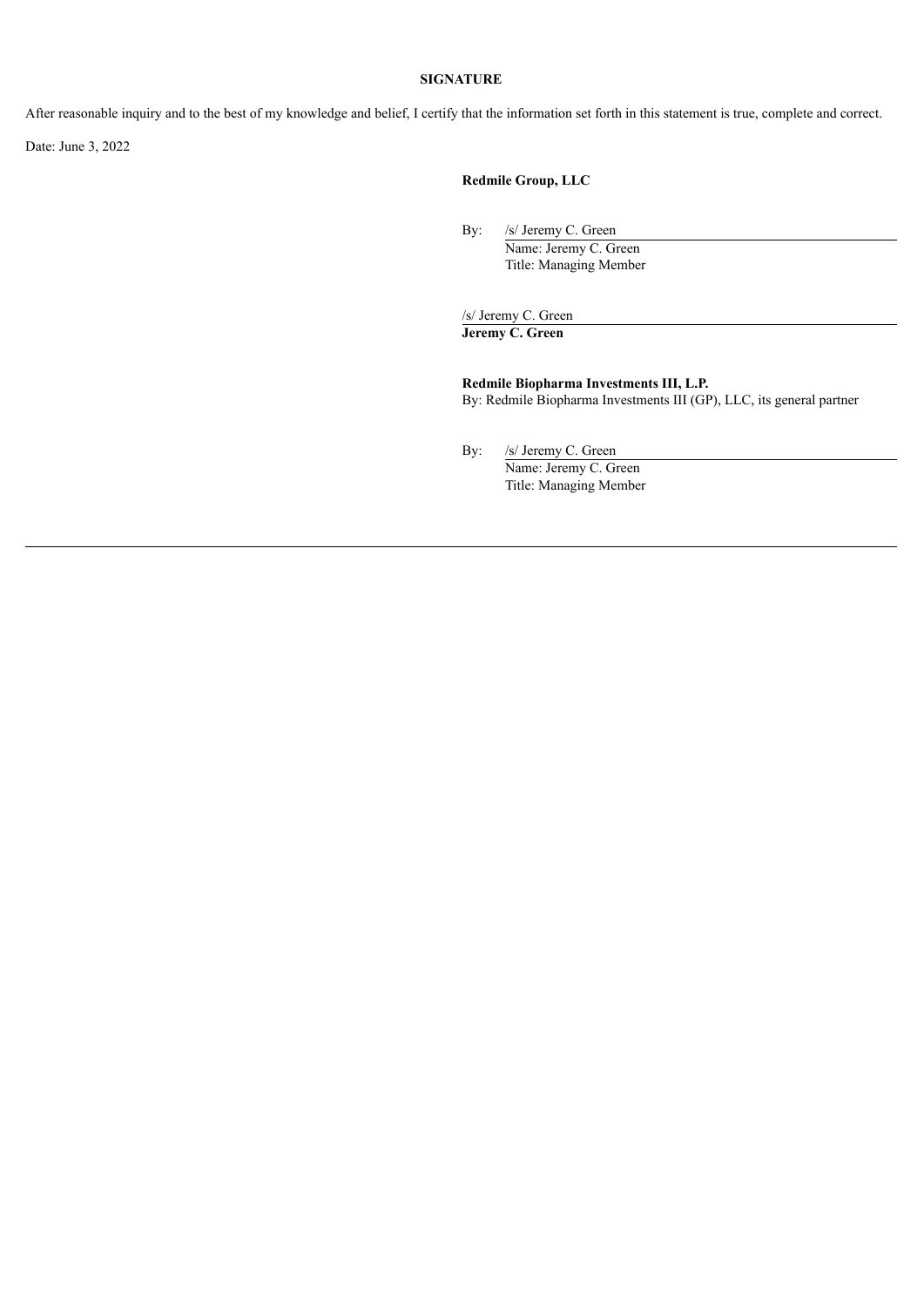**SIGNATURE**

After reasonable inquiry and to the best of my knowledge and belief, I certify that the information set forth in this statement is true, complete and correct.

Date: June 3, 2022

**Redmile Group, LLC**

By: /s/ Jeremy C. Green
Name: Jeremy C. Green
Title: Managing Member

/s/ Jeremy C. Green
**Jeremy C. Green**

**Redmile Biopharma Investments III, L.P.**
By: Redmile Biopharma Investments III (GP), LLC, its general partner

By: /s/ Jeremy C. Green
Name: Jeremy C. Green
Title: Managing Member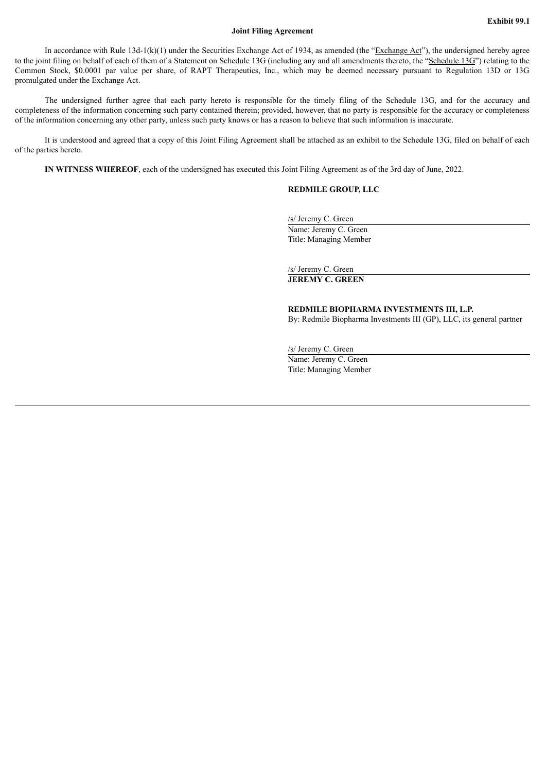**Exhibit 99.1**

**Joint Filing Agreement**

In accordance with Rule 13d-1(k)(1) under the Securities Exchange Act of 1934, as amended (the "Exchange Act"), the undersigned hereby agree to the joint filing on behalf of each of them of a Statement on Schedule 13G (including any and all amendments thereto, the "Schedule 13G") relating to the Common Stock, $0.0001 par value per share, of RAPT Therapeutics, Inc., which may be deemed necessary pursuant to Regulation 13D or 13G promulgated under the Exchange Act.

The undersigned further agree that each party hereto is responsible for the timely filing of the Schedule 13G, and for the accuracy and completeness of the information concerning such party contained therein; provided, however, that no party is responsible for the accuracy or completeness of the information concerning any other party, unless such party knows or has a reason to believe that such information is inaccurate.

It is understood and agreed that a copy of this Joint Filing Agreement shall be attached as an exhibit to the Schedule 13G, filed on behalf of each of the parties hereto.

**IN WITNESS WHEREOF**, each of the undersigned has executed this Joint Filing Agreement as of the 3rd day of June, 2022.

**REDMILE GROUP, LLC**

/s/ Jeremy C. Green
Name: Jeremy C. Green
Title: Managing Member

/s/ Jeremy C. Green
**JEREMY C. GREEN**

**REDMILE BIOPHARMA INVESTMENTS III, L.P.**
By: Redmile Biopharma Investments III (GP), LLC, its general partner

/s/ Jeremy C. Green
Name: Jeremy C. Green
Title: Managing Member